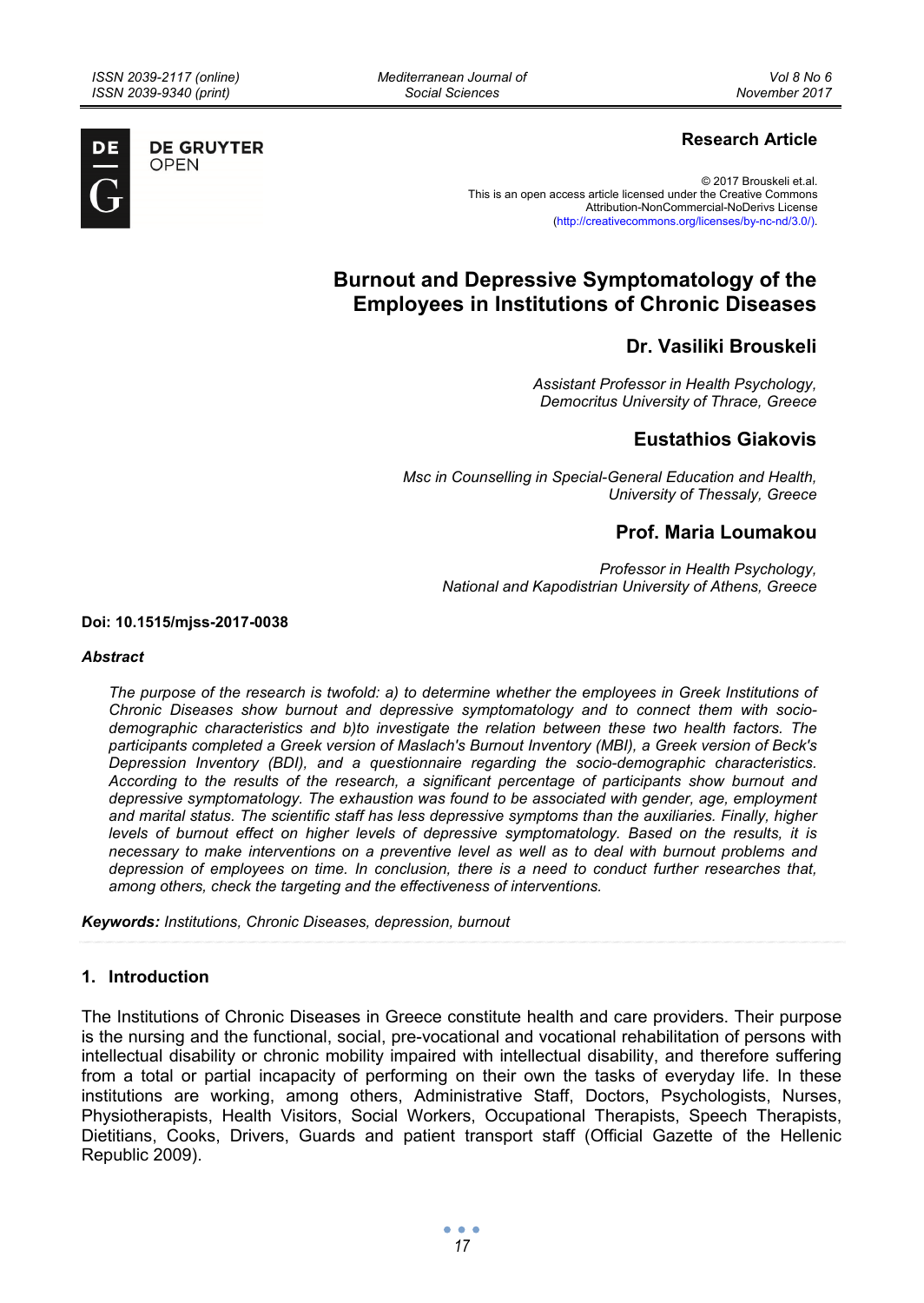**Research Article**

© 2017 Brouskeli et.al.
This is an open access article licensed under the Creative Commons Attribution-NonCommercial-NoDerivs License (http://creativecommons.org/licenses/by-nc-nd/3.0/).

# Burnout and Depressive Symptomatology of the Employees in Institutions of Chronic Diseases

## Dr. Vasiliki Brouskeli

*Assistant Professor in Health Psychology, Democritus University of Thrace, Greece*

## Eustathios Giakovis

*Msc in Counselling in Special-General Education and Health, University of Thessaly, Greece*

## Prof. Maria Loumakou

*Professor in Health Psychology, National and Kapodistrian University of Athens, Greece*

**Doi: 10.1515/mjss-2017-0038**

***Abstract***

*The purpose of the research is twofold: a) to determine whether the employees in Greek Institutions of Chronic Diseases show burnout and depressive symptomatology and to connect them with socio-demographic characteristics and b)to investigate the relation between these two health factors. The participants completed a Greek version of Maslach's Burnout Inventory (MBI), a Greek version of Beck's Depression Inventory (BDI), and a questionnaire regarding the socio-demographic characteristics. According to the results of the research, a significant percentage of participants show burnout and depressive symptomatology. The exhaustion was found to be associated with gender, age, employment and marital status. The scientific staff has less depressive symptoms than the auxiliaries. Finally, higher levels of burnout effect on higher levels of depressive symptomatology. Based on the results, it is necessary to make interventions on a preventive level as well as to deal with burnout problems and depression of employees on time. In conclusion, there is a need to conduct further researches that, among others, check the targeting and the effectiveness of interventions.*

***Keywords:*** *Institutions, Chronic Diseases, depression, burnout*

## 1. Introduction

The Institutions of Chronic Diseases in Greece constitute health and care providers. Their purpose is the nursing and the functional, social, pre-vocational and vocational rehabilitation of persons with intellectual disability or chronic mobility impaired with intellectual disability, and therefore suffering from a total or partial incapacity of performing on their own the tasks of everyday life. In these institutions are working, among others, Administrative Staff, Doctors, Psychologists, Nurses, Physiotherapists, Health Visitors, Social Workers, Occupational Therapists, Speech Therapists, Dietitians, Cooks, Drivers, Guards and patient transport staff (Official Gazette of the Hellenic Republic 2009).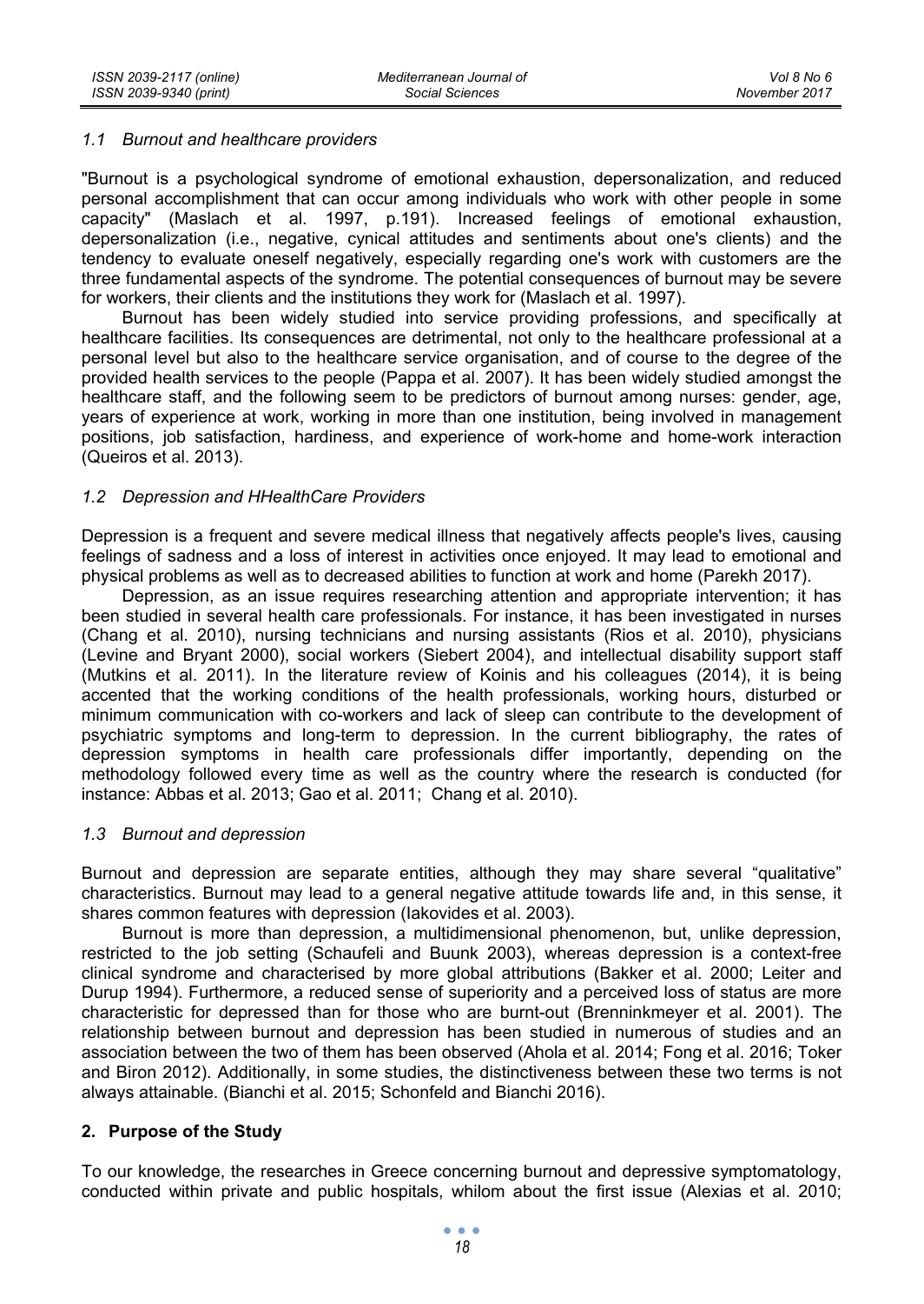### 1.1 Burnout and healthcare providers

"Burnout is a psychological syndrome of emotional exhaustion, depersonalization, and reduced personal accomplishment that can occur among individuals who work with other people in some capacity" (Maslach et al. 1997, p.191). Increased feelings of emotional exhaustion, depersonalization (i.e., negative, cynical attitudes and sentiments about one's clients) and the tendency to evaluate oneself negatively, especially regarding one's work with customers are the three fundamental aspects of the syndrome. The potential consequences of burnout may be severe for workers, their clients and the institutions they work for (Maslach et al. 1997).

Burnout has been widely studied into service providing professions, and specifically at healthcare facilities. Its consequences are detrimental, not only to the healthcare professional at a personal level but also to the healthcare service organisation, and of course to the degree of the provided health services to the people (Pappa et al. 2007). It has been widely studied amongst the healthcare staff, and the following seem to be predictors of burnout among nurses: gender, age, years of experience at work, working in more than one institution, being involved in management positions, job satisfaction, hardiness, and experience of work-home and home-work interaction (Queiros et al. 2013).

### 1.2 Depression and HHealthCare Providers

Depression is a frequent and severe medical illness that negatively affects people's lives, causing feelings of sadness and a loss of interest in activities once enjoyed. It may lead to emotional and physical problems as well as to decreased abilities to function at work and home (Parekh 2017).

Depression, as an issue requires researching attention and appropriate intervention; it has been studied in several health care professionals. For instance, it has been investigated in nurses (Chang et al. 2010), nursing technicians and nursing assistants (Rios et al. 2010), physicians (Levine and Bryant 2000), social workers (Siebert 2004), and intellectual disability support staff (Mutkins et al. 2011). In the literature review of Koinis and his colleagues (2014), it is being accented that the working conditions of the health professionals, working hours, disturbed or minimum communication with co-workers and lack of sleep can contribute to the development of psychiatric symptoms and long-term to depression. In the current bibliography, the rates of depression symptoms in health care professionals differ importantly, depending on the methodology followed every time as well as the country where the research is conducted (for instance: Abbas et al. 2013; Gao et al. 2011; Chang et al. 2010).

### 1.3 Burnout and depression

Burnout and depression are separate entities, although they may share several "qualitative" characteristics. Burnout may lead to a general negative attitude towards life and, in this sense, it shares common features with depression (Iakovides et al. 2003).

Burnout is more than depression, a multidimensional phenomenon, but, unlike depression, restricted to the job setting (Schaufeli and Buunk 2003), whereas depression is a context-free clinical syndrome and characterised by more global attributions (Bakker et al. 2000; Leiter and Durup 1994). Furthermore, a reduced sense of superiority and a perceived loss of status are more characteristic for depressed than for those who are burnt-out (Brenninkmeyer et al. 2001). The relationship between burnout and depression has been studied in numerous of studies and an association between the two of them has been observed (Ahola et al. 2014; Fong et al. 2016; Toker and Biron 2012). Additionally, in some studies, the distinctiveness between these two terms is not always attainable. (Bianchi et al. 2015; Schonfeld and Bianchi 2016).

## 2. Purpose of the Study

To our knowledge, the researches in Greece concerning burnout and depressive symptomatology, conducted within private and public hospitals, whilom about the first issue (Alexias et al. 2010;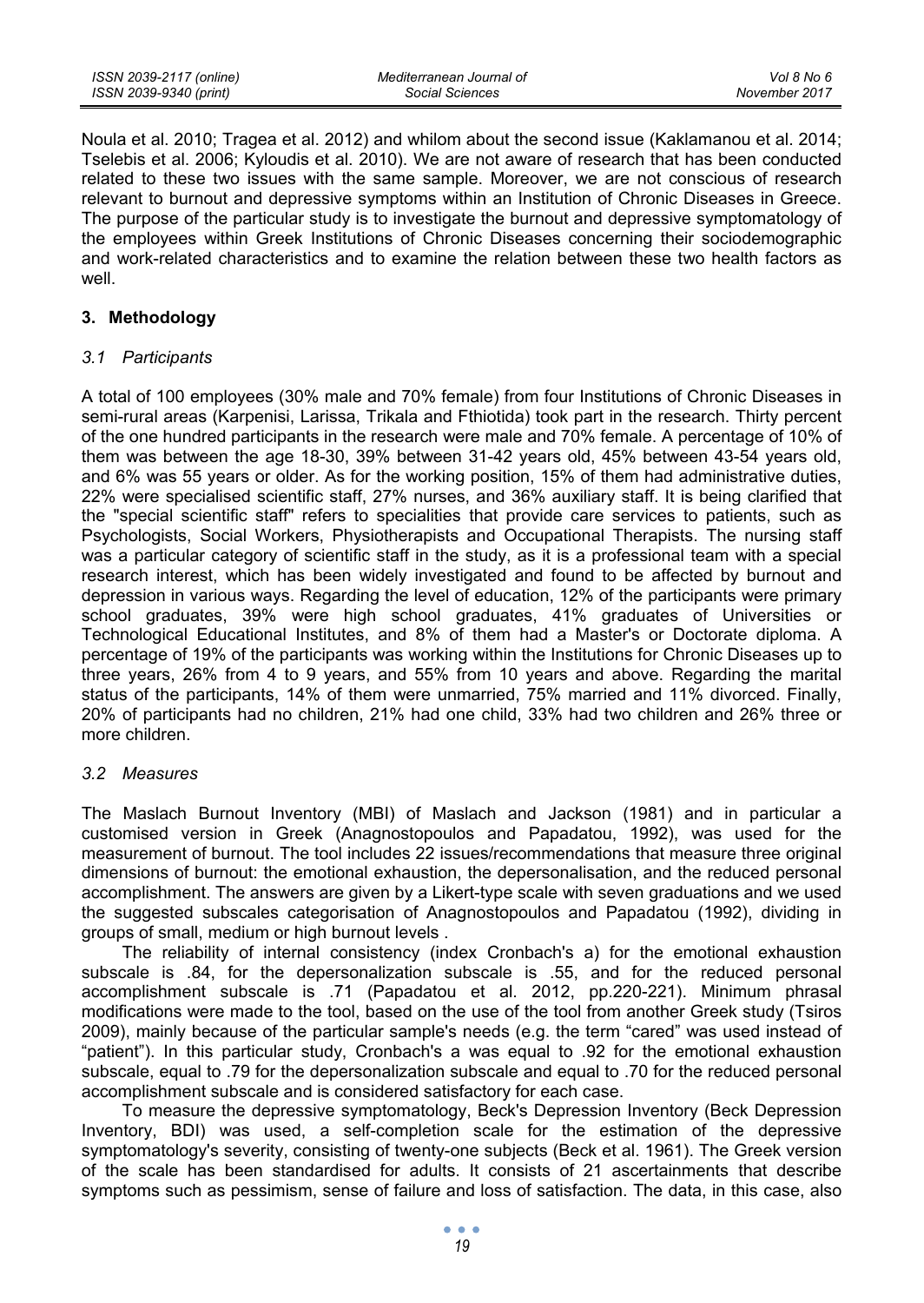Noula et al. 2010; Tragea et al. 2012) and whilom about the second issue (Kaklamanou et al. 2014; Tselebis et al. 2006; Kyloudis et al. 2010). We are not aware of research that has been conducted related to these two issues with the same sample. Moreover, we are not conscious of research relevant to burnout and depressive symptoms within an Institution of Chronic Diseases in Greece. The purpose of the particular study is to investigate the burnout and depressive symptomatology of the employees within Greek Institutions of Chronic Diseases concerning their sociodemographic and work-related characteristics and to examine the relation between these two health factors as well.

## 3. Methodology

### 3.1 Participants

A total of 100 employees (30% male and 70% female) from four Institutions of Chronic Diseases in semi-rural areas (Karpenisi, Larissa, Trikala and Fthiotida) took part in the research. Thirty percent of the one hundred participants in the research were male and 70% female. A percentage of 10% of them was between the age 18-30, 39% between 31-42 years old, 45% between 43-54 years old, and 6% was 55 years or older. As for the working position, 15% of them had administrative duties, 22% were specialised scientific staff, 27% nurses, and 36% auxiliary staff. It is being clarified that the "special scientific staff" refers to specialities that provide care services to patients, such as Psychologists, Social Workers, Physiotherapists and Occupational Therapists. The nursing staff was a particular category of scientific staff in the study, as it is a professional team with a special research interest, which has been widely investigated and found to be affected by burnout and depression in various ways. Regarding the level of education, 12% of the participants were primary school graduates, 39% were high school graduates, 41% graduates of Universities or Technological Educational Institutes, and 8% of them had a Master's or Doctorate diploma. A percentage of 19% of the participants was working within the Institutions for Chronic Diseases up to three years, 26% from 4 to 9 years, and 55% from 10 years and above. Regarding the marital status of the participants, 14% of them were unmarried, 75% married and 11% divorced. Finally, 20% of participants had no children, 21% had one child, 33% had two children and 26% three or more children.

### 3.2 Measures

The Maslach Burnout Inventory (MBI) of Maslach and Jackson (1981) and in particular a customised version in Greek (Anagnostopoulos and Papadatou, 1992), was used for the measurement of burnout. The tool includes 22 issues/recommendations that measure three original dimensions of burnout: the emotional exhaustion, the depersonalisation, and the reduced personal accomplishment. The answers are given by a Likert-type scale with seven graduations and we used the suggested subscales categorisation of Anagnostopoulos and Papadatou (1992), dividing in groups of small, medium or high burnout levels .

The reliability of internal consistency (index Cronbach's a) for the emotional exhaustion subscale is .84, for the depersonalization subscale is .55, and for the reduced personal accomplishment subscale is .71 (Papadatou et al. 2012, pp.220-221). Minimum phrasal modifications were made to the tool, based on the use of the tool from another Greek study (Tsiros 2009), mainly because of the particular sample's needs (e.g. the term "cared" was used instead of "patient"). In this particular study, Cronbach's a was equal to .92 for the emotional exhaustion subscale, equal to .79 for the depersonalization subscale and equal to .70 for the reduced personal accomplishment subscale and is considered satisfactory for each case.

To measure the depressive symptomatology, Beck's Depression Inventory (Beck Depression Inventory, BDI) was used, a self-completion scale for the estimation of the depressive symptomatology's severity, consisting of twenty-one subjects (Beck et al. 1961). The Greek version of the scale has been standardised for adults. It consists of 21 ascertainments that describe symptoms such as pessimism, sense of failure and loss of satisfaction. The data, in this case, also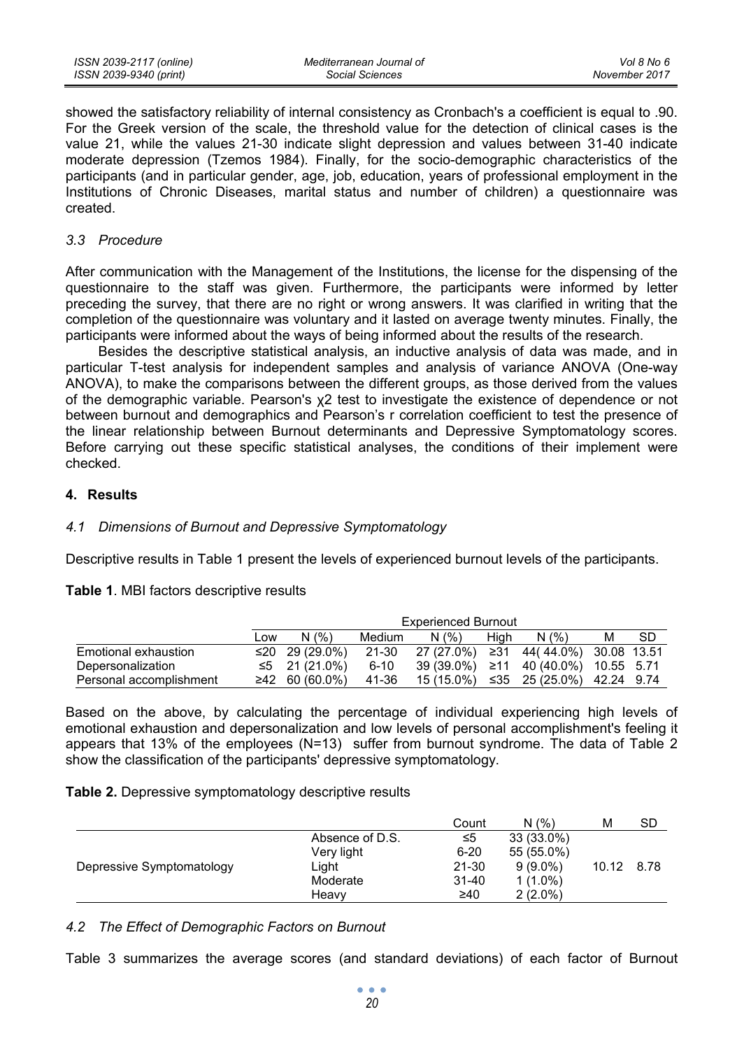showed the satisfactory reliability of internal consistency as Cronbach's a coefficient is equal to .90. For the Greek version of the scale, the threshold value for the detection of clinical cases is the value 21, while the values 21-30 indicate slight depression and values between 31-40 indicate moderate depression (Tzemos 1984). Finally, for the socio-demographic characteristics of the participants (and in particular gender, age, job, education, years of professional employment in the Institutions of Chronic Diseases, marital status and number of children) a questionnaire was created.

### *3.3 Procedure*

After communication with the Management of the Institutions, the license for the dispensing of the questionnaire to the staff was given. Furthermore, the participants were informed by letter preceding the survey, that there are no right or wrong answers. It was clarified in writing that the completion of the questionnaire was voluntary and it lasted on average twenty minutes. Finally, the participants were informed about the ways of being informed about the results of the research.

Besides the descriptive statistical analysis, an inductive analysis of data was made, and in particular T-test analysis for independent samples and analysis of variance ANOVA (One-way ANOVA), to make the comparisons between the different groups, as those derived from the values of the demographic variable. Pearson's $\chi^2$ test to investigate the existence of dependence or not between burnout and demographics and Pearson's r correlation coefficient to test the presence of the linear relationship between Burnout determinants and Depressive Symptomatology scores. Before carrying out these specific statistical analyses, the conditions of their implement were checked.

## 4. Results

### *4.1 Dimensions of Burnout and Depressive Symptomatology*

Descriptive results in Table 1 present the levels of experienced burnout levels of the participants.

**Table 1**. MBI factors descriptive results

| | Experienced Burnout | | | | | | | |
|---|---|---|---|---|---|---|---|---|
| | Low | N (%) | Medium | N (%) | High | N (%) | M | SD |
| Emotional exhaustion | ≤20 | 29 (29.0%) | 21-30 | 27 (27.0%) | ≥31 | 44( 44.0%) | 30.08 | 13.51 |
| Depersonalization | ≤5 | 21 (21.0%) | 6-10 | 39 (39.0%) | ≥11 | 40 (40.0%) | 10.55 | 5.71 |
| Personal accomplishment | ≥42 | 60 (60.0%) | 41-36 | 15 (15.0%) | ≤35 | 25 (25.0%) | 42.24 | 9.74 |

Based on the above, by calculating the percentage of individual experiencing high levels of emotional exhaustion and depersonalization and low levels of personal accomplishment's feeling it appears that 13% of the employees (N=13) suffer from burnout syndrome. The data of Table 2 show the classification of the participants' depressive symptomatology.

**Table 2.** Depressive symptomatology descriptive results

| | | Count | N (%) | M | SD |
|---|---|---|---|---|---|
| Depressive Symptomatology | Absence of D.S. | ≤5 | 33 (33.0%) | 10.12 | 8.78 |
| | Very light | 6-20 | 55 (55.0%) | | |
| | Light | 21-30 | 9 (9.0%) | | |
| | Moderate | 31-40 | 1 (1.0%) | | |
| | Heavy | ≥40 | 2 (2.0%) | | |

### *4.2 The Effect of Demographic Factors on Burnout*

Table 3 summarizes the average scores (and standard deviations) of each factor of Burnout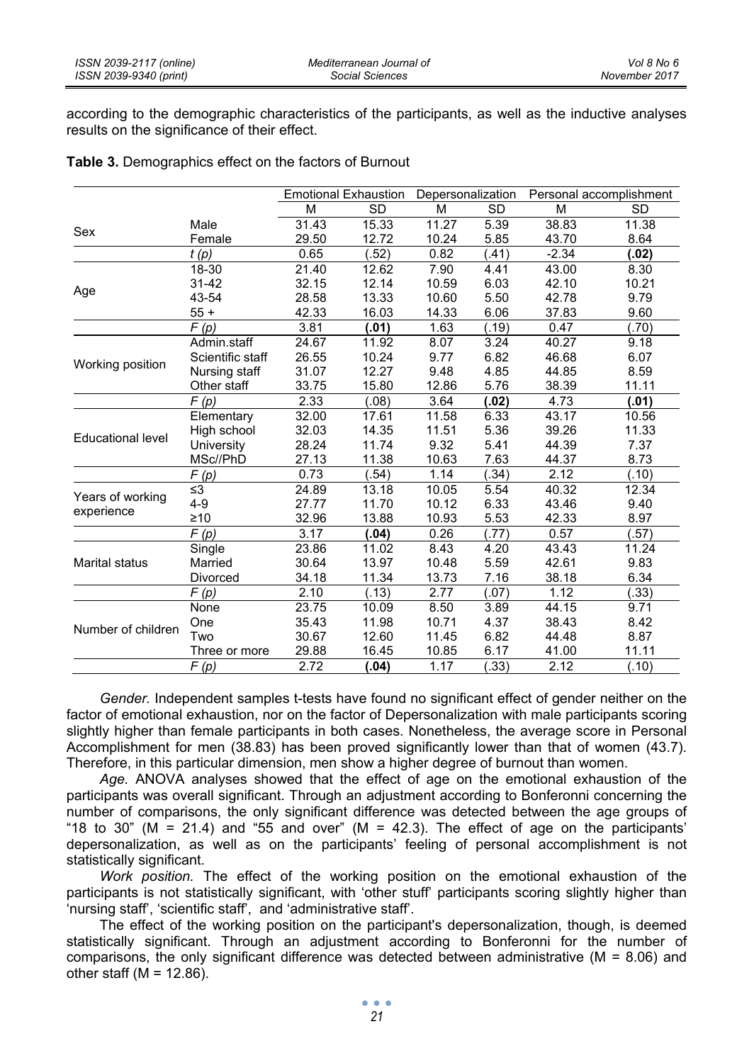according to the demographic characteristics of the participants, as well as the inductive analyses results on the significance of their effect.

**Table 3.** Demographics effect on the factors of Burnout

| | | Emotional Exhaustion | | Depersonalization | | Personal accomplishment | |
|---|---|---|---|---|---|---|---|
| | | M | SD | M | SD | M | SD |
| Sex | Male | 31.43 | 15.33 | 11.27 | 5.39 | 38.83 | 11.38 |
| | Female | 29.50 | 12.72 | 10.24 | 5.85 | 43.70 | 8.64 |
| | *t (p)* | 0.65 | (.52) | 0.82 | (.41) | -2.34 | **(.02)** |
| Age | 18-30 | 21.40 | 12.62 | 7.90 | 4.41 | 43.00 | 8.30 |
| | 31-42 | 32.15 | 12.14 | 10.59 | 6.03 | 42.10 | 10.21 |
| | 43-54 | 28.58 | 13.33 | 10.60 | 5.50 | 42.78 | 9.79 |
| | 55 + | 42.33 | 16.03 | 14.33 | 6.06 | 37.83 | 9.60 |
| | *F (p)* | 3.81 | **(.01)** | 1.63 | (.19) | 0.47 | (.70) |
| Working position | Admin.staff | 24.67 | 11.92 | 8.07 | 3.24 | 40.27 | 9.18 |
| | Scientific staff | 26.55 | 10.24 | 9.77 | 6.82 | 46.68 | 6.07 |
| | Nursing staff | 31.07 | 12.27 | 9.48 | 4.85 | 44.85 | 8.59 |
| | Other staff | 33.75 | 15.80 | 12.86 | 5.76 | 38.39 | 11.11 |
| | *F (p)* | 2.33 | (.08) | 3.64 | **(.02)** | 4.73 | **(.01)** |
| Educational level | Elementary | 32.00 | 17.61 | 11.58 | 6.33 | 43.17 | 10.56 |
| | High school | 32.03 | 14.35 | 11.51 | 5.36 | 39.26 | 11.33 |
| | University | 28.24 | 11.74 | 9.32 | 5.41 | 44.39 | 7.37 |
| | MSc//PhD | 27.13 | 11.38 | 10.63 | 7.63 | 44.37 | 8.73 |
| | *F (p)* | 0.73 | (.54) | 1.14 | (.34) | 2.12 | (.10) |
| Years of working experience | ≤3 | 24.89 | 13.18 | 10.05 | 5.54 | 40.32 | 12.34 |
| | 4-9 | 27.77 | 11.70 | 10.12 | 6.33 | 43.46 | 9.40 |
| | ≥10 | 32.96 | 13.88 | 10.93 | 5.53 | 42.33 | 8.97 |
| | *F (p)* | 3.17 | **(.04)** | 0.26 | (.77) | 0.57 | (.57) |
| Marital status | Single | 23.86 | 11.02 | 8.43 | 4.20 | 43.43 | 11.24 |
| | Married | 30.64 | 13.97 | 10.48 | 5.59 | 42.61 | 9.83 |
| | Divorced | 34.18 | 11.34 | 13.73 | 7.16 | 38.18 | 6.34 |
| | *F (p)* | 2.10 | (.13) | 2.77 | (.07) | 1.12 | (.33) |
| Number of children | None | 23.75 | 10.09 | 8.50 | 3.89 | 44.15 | 9.71 |
| | One | 35.43 | 11.98 | 10.71 | 4.37 | 38.43 | 8.42 |
| | Two | 30.67 | 12.60 | 11.45 | 6.82 | 44.48 | 8.87 |
| | Three or more | 29.88 | 16.45 | 10.85 | 6.17 | 41.00 | 11.11 |
| | *F (p)* | 2.72 | **(.04)** | 1.17 | (.33) | 2.12 | (.10) |

*Gender.* Independent samples t-tests have found no significant effect of gender neither on the factor of emotional exhaustion, nor on the factor of Depersonalization with male participants scoring slightly higher than female participants in both cases. Nonetheless, the average score in Personal Accomplishment for men (38.83) has been proved significantly lower than that of women (43.7). Therefore, in this particular dimension, men show a higher degree of burnout than women.

*Age.* ANOVA analyses showed that the effect of age on the emotional exhaustion of the participants was overall significant. Through an adjustment according to Bonferonni concerning the number of comparisons, the only significant difference was detected between the age groups of "18 to 30" (M = 21.4) and "55 and over" (M = 42.3). The effect of age on the participants' depersonalization, as well as on the participants' feeling of personal accomplishment is not statistically significant.

*Work position.* The effect of the working position on the emotional exhaustion of the participants is not statistically significant, with 'other stuff' participants scoring slightly higher than 'nursing staff', 'scientific staff', and 'administrative staff'.

The effect of the working position on the participant's depersonalization, though, is deemed statistically significant. Through an adjustment according to Bonferonni for the number of comparisons, the only significant difference was detected between administrative (M = 8.06) and other staff (M = 12.86).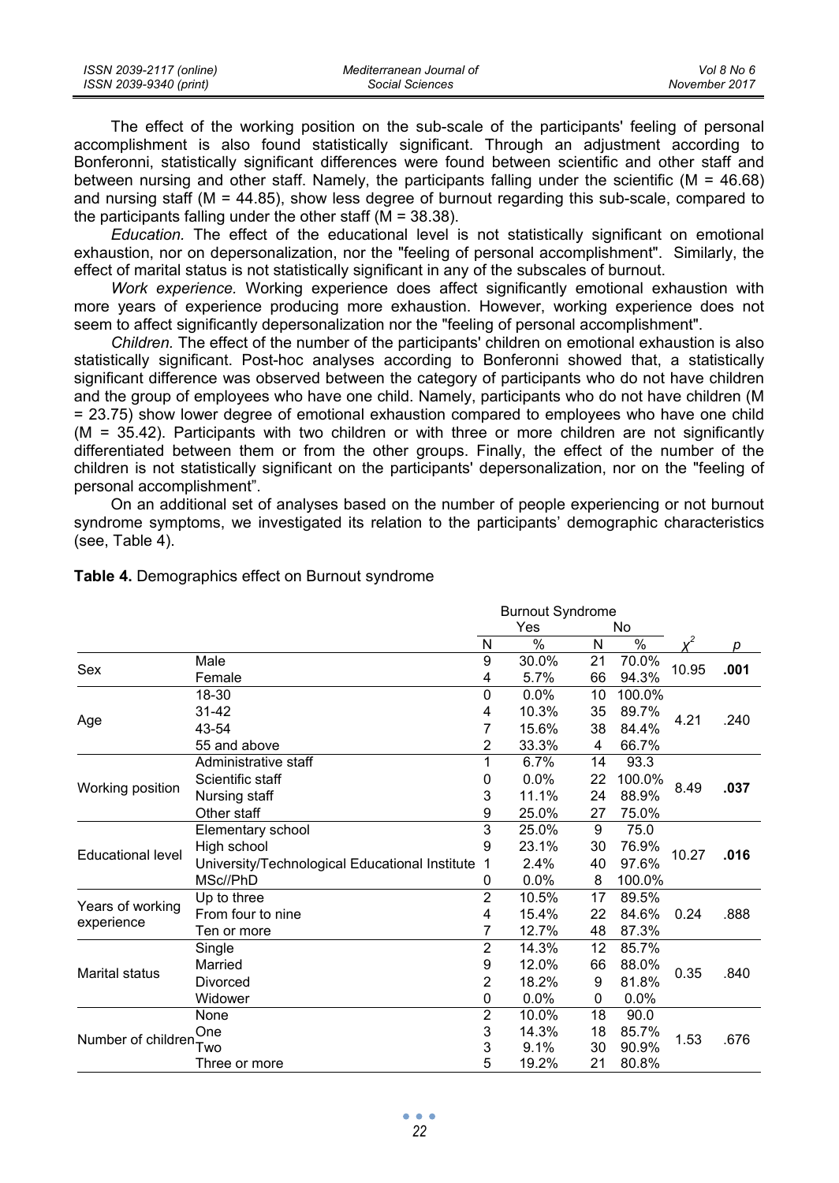The effect of the working position on the sub-scale of the participants' feeling of personal accomplishment is also found statistically significant. Through an adjustment according to Bonferonni, statistically significant differences were found between scientific and other staff and between nursing and other staff. Namely, the participants falling under the scientific (M = 46.68) and nursing staff (M = 44.85), show less degree of burnout regarding this sub-scale, compared to the participants falling under the other staff (M = 38.38).

*Education.* The effect of the educational level is not statistically significant on emotional exhaustion, nor on depersonalization, nor the "feeling of personal accomplishment". Similarly, the effect of marital status is not statistically significant in any of the subscales of burnout.

*Work experience.* Working experience does affect significantly emotional exhaustion with more years of experience producing more exhaustion. However, working experience does not seem to affect significantly depersonalization nor the "feeling of personal accomplishment".

*Children.* The effect of the number of the participants' children on emotional exhaustion is also statistically significant. Post-hoc analyses according to Bonferonni showed that, a statistically significant difference was observed between the category of participants who do not have children and the group of employees who have one child. Namely, participants who do not have children (M = 23.75) show lower degree of emotional exhaustion compared to employees who have one child (M = 35.42). Participants with two children or with three or more children are not significantly differentiated between them or from the other groups. Finally, the effect of the number of the children is not statistically significant on the participants' depersonalization, nor on the "feeling of personal accomplishment".

On an additional set of analyses based on the number of people experiencing or not burnout syndrome symptoms, we investigated its relation to the participants' demographic characteristics (see, Table 4).

**Table 4.** Demographics effect on Burnout syndrome

| | | Burnout Syndrome | | | | | |
|---|---|---|---|---|---|---|---|
| | | Yes | | No | | | |
| | | N | % | N | % | $\chi^2$ | *p* |
| Sex | Male | 9 | 30.0% | 21 | 70.0% | 10.95 | **.001** |
| | Female | 4 | 5.7% | 66 | 94.3% | | |
| Age | 18-30 | 0 | 0.0% | 10 | 100.0% | 4.21 | .240 |
| | 31-42 | 4 | 10.3% | 35 | 89.7% | | |
| | 43-54 | 7 | 15.6% | 38 | 84.4% | | |
| | 55 and above | 2 | 33.3% | 4 | 66.7% | | |
| Working position | Administrative staff | 1 | 6.7% | 14 | 93.3 | 8.49 | **.037** |
| | Scientific staff | 0 | 0.0% | 22 | 100.0% | | |
| | Nursing staff | 3 | 11.1% | 24 | 88.9% | | |
| | Other staff | 9 | 25.0% | 27 | 75.0% | | |
| Educational level | Elementary school | 3 | 25.0% | 9 | 75.0 | 10.27 | **.016** |
| | High school | 9 | 23.1% | 30 | 76.9% | | |
| | University/Technological Educational Institute | 1 | 2.4% | 40 | 97.6% | | |
| | MSc//PhD | 0 | 0.0% | 8 | 100.0% | | |
| Years of working experience | Up to three | 2 | 10.5% | 17 | 89.5% | 0.24 | .888 |
| | From four to nine | 4 | 15.4% | 22 | 84.6% | | |
| | Ten or more | 7 | 12.7% | 48 | 87.3% | | |
| Marital status | Single | 2 | 14.3% | 12 | 85.7% | 0.35 | .840 |
| | Married | 9 | 12.0% | 66 | 88.0% | | |
| | Divorced | 2 | 18.2% | 9 | 81.8% | | |
| | Widower | 0 | 0.0% | 0 | 0.0% | | |
| Number of children | None | 2 | 10.0% | 18 | 90.0 | 1.53 | .676 |
| | One | 3 | 14.3% | 18 | 85.7% | | |
| | Two | 3 | 9.1% | 30 | 90.9% | | |
| | Three or more | 5 | 19.2% | 21 | 80.8% | | |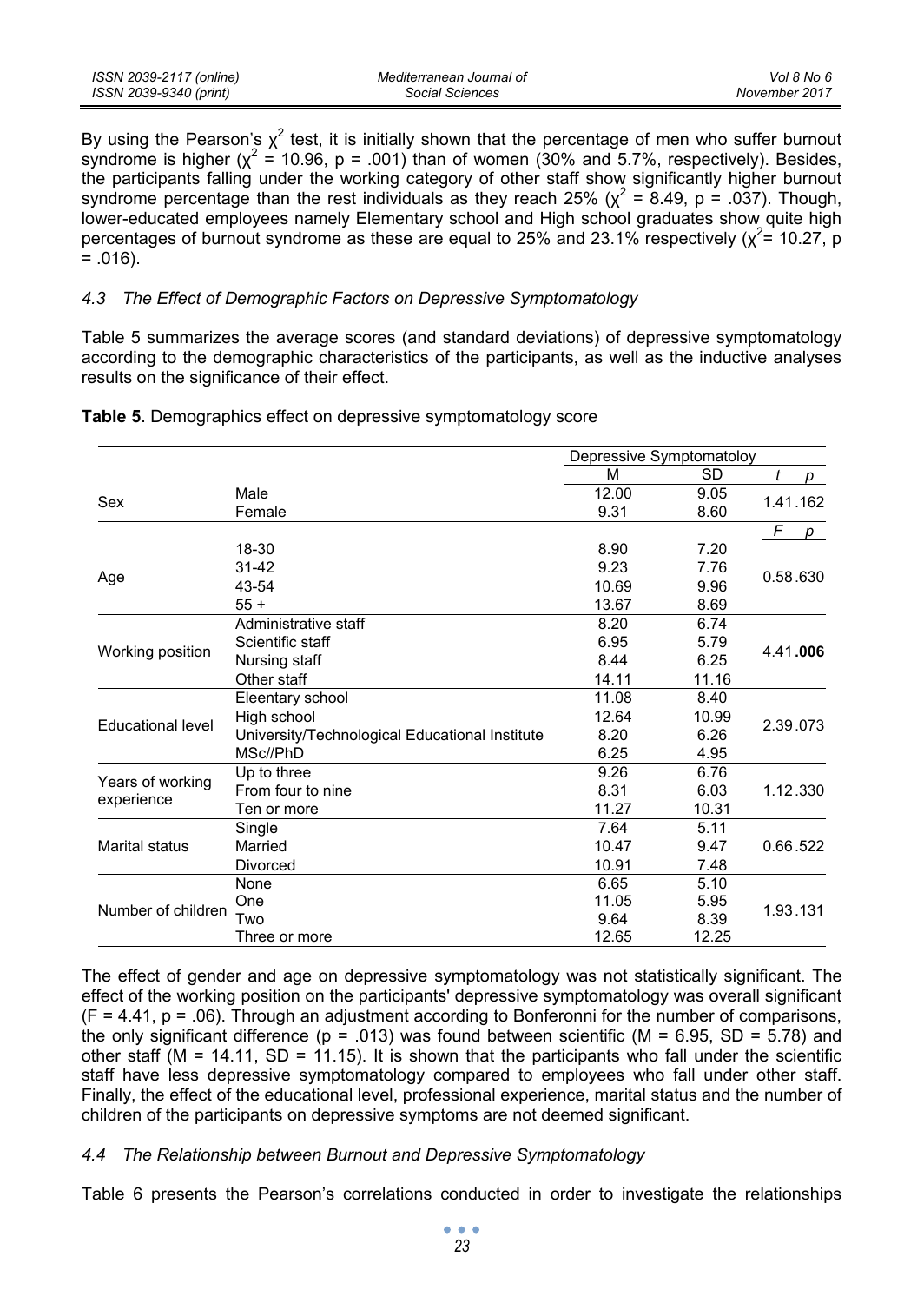By using the Pearson's $\chi^2$ test, it is initially shown that the percentage of men who suffer burnout syndrome is higher ($\chi^2$ = 10.96, p = .001) than of women (30% and 5.7%, respectively). Besides, the participants falling under the working category of other staff show significantly higher burnout syndrome percentage than the rest individuals as they reach 25% ($\chi^2$ = 8.49, p = .037). Though, lower-educated employees namely Elementary school and High school graduates show quite high percentages of burnout syndrome as these are equal to 25% and 23.1% respectively ($\chi^2$= 10.27, p = .016).

### *4.3 The Effect of Demographic Factors on Depressive Symptomatology*

Table 5 summarizes the average scores (and standard deviations) of depressive symptomatology according to the demographic characteristics of the participants, as well as the inductive analyses results on the significance of their effect.

**Table 5**. Demographics effect on depressive symptomatology score

| | | Depressive Symptomatoloy | | | |
|---|---|---|---|---|---|
| | | M | SD | *t* | *p* |
| Sex | Male | 12.00 | 9.05 | 1.41 | .162 |
| | Female | 9.31 | 8.60 | | |
| | | | | *F* | *p* |
| Age | 18-30 | 8.90 | 7.20 | 0.58 | .630 |
| | 31-42 | 9.23 | 7.76 | | |
| | 43-54 | 10.69 | 9.96 | | |
| | 55 + | 13.67 | 8.69 | | |
| Working position | Administrative staff | 8.20 | 6.74 | 4.41 | **.006** |
| | Scientific staff | 6.95 | 5.79 | | |
| | Nursing staff | 8.44 | 6.25 | | |
| | Other staff | 14.11 | 11.16 | | |
| Educational level | Eleentary school | 11.08 | 8.40 | 2.39 | .073 |
| | High school | 12.64 | 10.99 | | |
| | University/Technological Educational Institute | 8.20 | 6.26 | | |
| | MSc//PhD | 6.25 | 4.95 | | |
| Years of working experience | Up to three | 9.26 | 6.76 | 1.12 | .330 |
| | From four to nine | 8.31 | 6.03 | | |
| | Ten or more | 11.27 | 10.31 | | |
| Marital status | Single | 7.64 | 5.11 | 0.66 | .522 |
| | Married | 10.47 | 9.47 | | |
| | Divorced | 10.91 | 7.48 | | |
| Number of children | None | 6.65 | 5.10 | 1.93 | .131 |
| | One | 11.05 | 5.95 | | |
| | Two | 9.64 | 8.39 | | |
| | Three or more | 12.65 | 12.25 | | |

The effect of gender and age on depressive symptomatology was not statistically significant. The effect of the working position on the participants' depressive symptomatology was overall significant (F = 4.41, p = .06). Through an adjustment according to Bonferonni for the number of comparisons, the only significant difference (p = .013) was found between scientific (M = 6.95, SD = 5.78) and other staff (M = 14.11, SD = 11.15). It is shown that the participants who fall under the scientific staff have less depressive symptomatology compared to employees who fall under other staff. Finally, the effect of the educational level, professional experience, marital status and the number of children of the participants on depressive symptoms are not deemed significant.

### *4.4 The Relationship between Burnout and Depressive Symptomatology*

Table 6 presents the Pearson's correlations conducted in order to investigate the relationships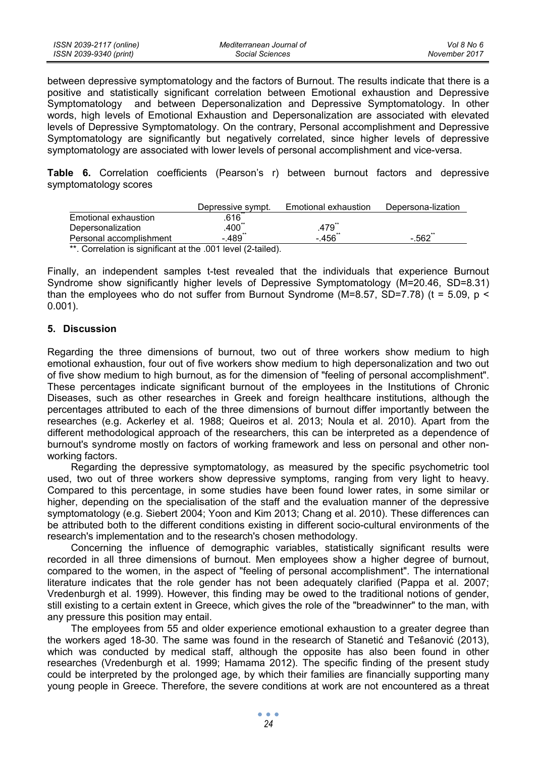between depressive symptomatology and the factors of Burnout. The results indicate that there is a positive and statistically significant correlation between Emotional exhaustion and Depressive Symptomatology and between Depersonalization and Depressive Symptomatology. In other words, high levels of Emotional Exhaustion and Depersonalization are associated with elevated levels of Depressive Symptomatology. On the contrary, Personal accomplishment and Depressive Symptomatology are significantly but negatively correlated, since higher levels of depressive symptomatology are associated with lower levels of personal accomplishment and vice-versa.

**Table 6.** Correlation coefficients (Pearson's r) between burnout factors and depressive symptomatology scores

| | Depressive sympt. | Emotional exhaustion | Depersona-lization |
|---|---|---|---|
| Emotional exhaustion | .616** | | |
| Depersonalization | .400** | .479** | |
| Personal accomplishment | -.489** | -.456** | -.562** |

**. Correlation is significant at the .001 level (2-tailed).

Finally, an independent samples t-test revealed that the individuals that experience Burnout Syndrome show significantly higher levels of Depressive Symptomatology (M=20.46, SD=8.31) than the employees who do not suffer from Burnout Syndrome (M=8.57, SD=7.78) ($t = 5.09$, $p < 0.001$).

## 5. Discussion

Regarding the three dimensions of burnout, two out of three workers show medium to high emotional exhaustion, four out of five workers show medium to high depersonalization and two out of five show medium to high burnout, as for the dimension of "feeling of personal accomplishment". These percentages indicate significant burnout of the employees in the Institutions of Chronic Diseases, such as other researches in Greek and foreign healthcare institutions, although the percentages attributed to each of the three dimensions of burnout differ importantly between the researches (e.g. Ackerley et al. 1988; Queiros et al. 2013; Noula et al. 2010). Apart from the different methodological approach of the researchers, this can be interpreted as a dependence of burnout's syndrome mostly on factors of working framework and less on personal and other non-working factors.

Regarding the depressive symptomatology, as measured by the specific psychometric tool used, two out of three workers show depressive symptoms, ranging from very light to heavy. Compared to this percentage, in some studies have been found lower rates, in some similar or higher, depending on the specialisation of the staff and the evaluation manner of the depressive symptomatology (e.g. Siebert 2004; Yoon and Kim 2013; Chang et al. 2010). These differences can be attributed both to the different conditions existing in different socio-cultural environments of the research's implementation and to the research's chosen methodology.

Concerning the influence of demographic variables, statistically significant results were recorded in all three dimensions of burnout. Men employees show a higher degree of burnout, compared to the women, in the aspect of "feeling of personal accomplishment". The international literature indicates that the role gender has not been adequately clarified (Pappa et al. 2007; Vredenburgh et al. 1999). However, this finding may be owed to the traditional notions of gender, still existing to a certain extent in Greece, which gives the role of the "breadwinner" to the man, with any pressure this position may entail.

The employees from 55 and older experience emotional exhaustion to a greater degree than the workers aged 18-30. The same was found in the research of Stanetić and Tešanović (2013), which was conducted by medical staff, although the opposite has also been found in other researches (Vredenburgh et al. 1999; Hamama 2012). The specific finding of the present study could be interpreted by the prolonged age, by which their families are financially supporting many young people in Greece. Therefore, the severe conditions at work are not encountered as a threat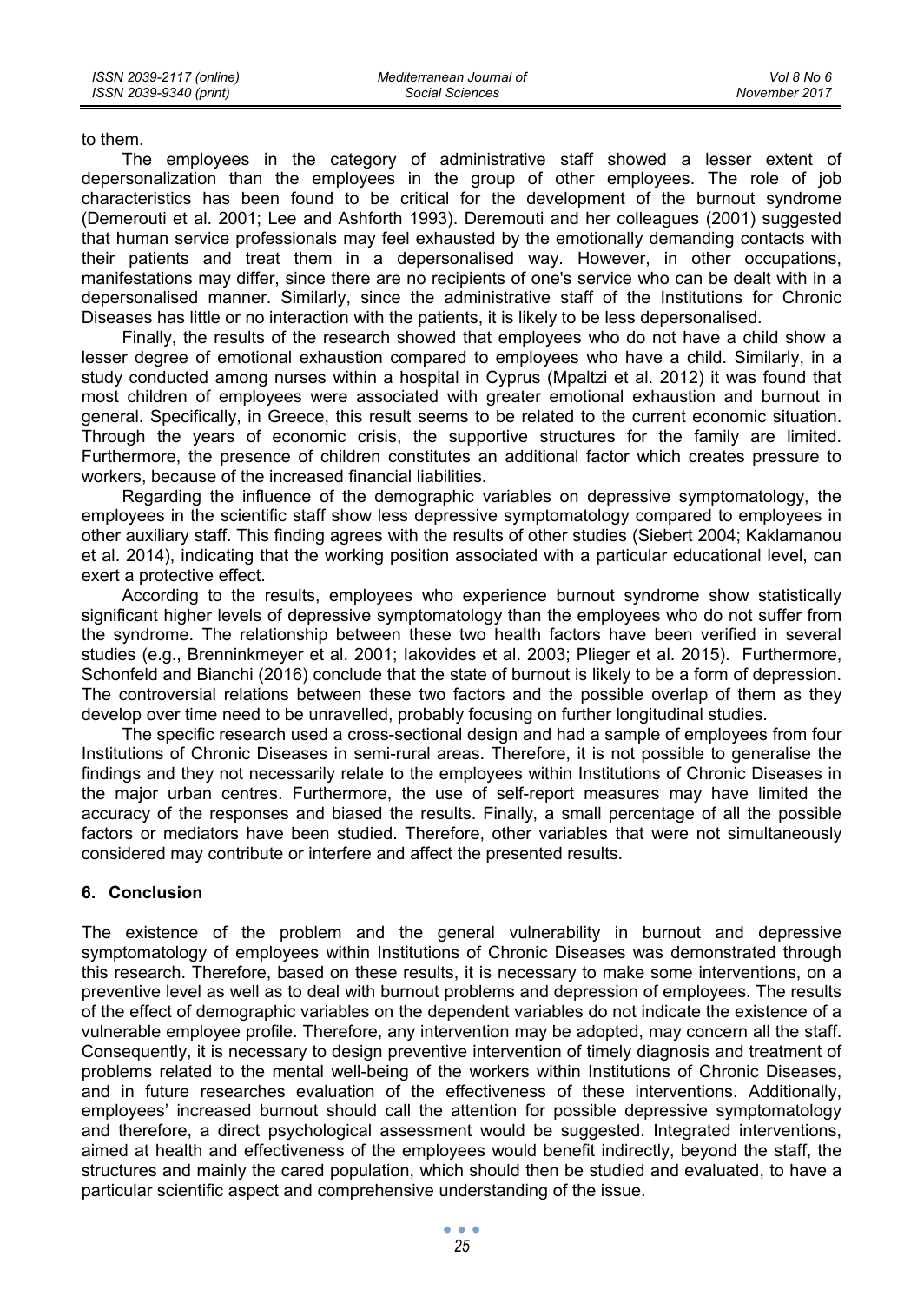to them.

The employees in the category of administrative staff showed a lesser extent of depersonalization than the employees in the group of other employees. The role of job characteristics has been found to be critical for the development of the burnout syndrome (Demerouti et al. 2001; Lee and Ashforth 1993). Deremouti and her colleagues (2001) suggested that human service professionals may feel exhausted by the emotionally demanding contacts with their patients and treat them in a depersonalised way. However, in other occupations, manifestations may differ, since there are no recipients of one's service who can be dealt with in a depersonalised manner. Similarly, since the administrative staff of the Institutions for Chronic Diseases has little or no interaction with the patients, it is likely to be less depersonalised.

Finally, the results of the research showed that employees who do not have a child show a lesser degree of emotional exhaustion compared to employees who have a child. Similarly, in a study conducted among nurses within a hospital in Cyprus (Mpaltzi et al. 2012) it was found that most children of employees were associated with greater emotional exhaustion and burnout in general. Specifically, in Greece, this result seems to be related to the current economic situation. Through the years of economic crisis, the supportive structures for the family are limited. Furthermore, the presence of children constitutes an additional factor which creates pressure to workers, because of the increased financial liabilities.

Regarding the influence of the demographic variables on depressive symptomatology, the employees in the scientific staff show less depressive symptomatology compared to employees in other auxiliary staff. This finding agrees with the results of other studies (Siebert 2004; Kaklamanou et al. 2014), indicating that the working position associated with a particular educational level, can exert a protective effect.

According to the results, employees who experience burnout syndrome show statistically significant higher levels of depressive symptomatology than the employees who do not suffer from the syndrome. The relationship between these two health factors have been verified in several studies (e.g., Brenninkmeyer et al. 2001; Iakovides et al. 2003; Plieger et al. 2015). Furthermore, Schonfeld and Bianchi (2016) conclude that the state of burnout is likely to be a form of depression. The controversial relations between these two factors and the possible overlap of them as they develop over time need to be unravelled, probably focusing on further longitudinal studies.

The specific research used a cross-sectional design and had a sample of employees from four Institutions of Chronic Diseases in semi-rural areas. Therefore, it is not possible to generalise the findings and they not necessarily relate to the employees within Institutions of Chronic Diseases in the major urban centres. Furthermore, the use of self-report measures may have limited the accuracy of the responses and biased the results. Finally, a small percentage of all the possible factors or mediators have been studied. Therefore, other variables that were not simultaneously considered may contribute or interfere and affect the presented results.

## 6. Conclusion

The existence of the problem and the general vulnerability in burnout and depressive symptomatology of employees within Institutions of Chronic Diseases was demonstrated through this research. Therefore, based on these results, it is necessary to make some interventions, on a preventive level as well as to deal with burnout problems and depression of employees. The results of the effect of demographic variables on the dependent variables do not indicate the existence of a vulnerable employee profile. Therefore, any intervention may be adopted, may concern all the staff. Consequently, it is necessary to design preventive intervention of timely diagnosis and treatment of problems related to the mental well-being of the workers within Institutions of Chronic Diseases, and in future researches evaluation of the effectiveness of these interventions. Additionally, employees' increased burnout should call the attention for possible depressive symptomatology and therefore, a direct psychological assessment would be suggested. Integrated interventions, aimed at health and effectiveness of the employees would benefit indirectly, beyond the staff, the structures and mainly the cared population, which should then be studied and evaluated, to have a particular scientific aspect and comprehensive understanding of the issue.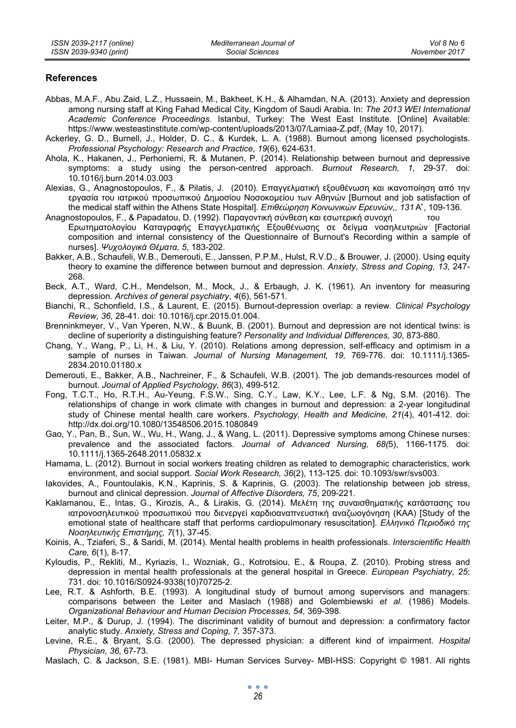## References

Abbas, M.A.F., Abu Zaid, L.Z., Hussaein, M., Bakheet, K.H., & Alhamdan, N.A. (2013). Anxiety and depression among nursing staff at King Fahad Medical City, Kingdom of Saudi Arabia. In: *The 2013 WEI International Academic Conference Proceedings*. Istanbul, Turkey: The West East Institute. [Online] Available: https://www.westeastinstitute.com/wp-content/uploads/2013/07/Lamiaa-Z.pdf. (May 10, 2017).

Ackerley, G. D., Burnell, J., Holder, D. C., & Kurdek, L. A. (1988). Burnout among licensed psychologists. *Professional Psychology: Research and Practice*, *19*(6), 624-631.

Ahola, K., Hakanen, J., Perhoniemi, R. & Mutanen, P. (2014). Relationship between burnout and depressive symptoms: a study using the person-centred approach. *Burnout Research, 1,* 29-37. doi: 10.1016/j.burn.2014.03.003

Alexias, G., Anagnostopoulos, F., & Pilatis, J. (2010). Επαγγελματική εξουθένωση και ικανοποίηση από την εργασία του ιατρικού προσωπικού Δημοσίου Νοσοκομείου των Αθηνών [Burnout and job satisfaction of the medical staff within the Athens State Hospital]. *Επιθεώρηση Κοινωνικών Ερευνών,, 131* Α΄, 109-136.

Anagnostopoulos, F., & Papadatou, D. (1992). Παραγοντική σύνθεση και εσωτερική συνοχή του Ερωτηματολογίου Καταγραφής Επαγγελματικής Εξουθένωσης σε δείγμα νοσηλευτριών [Factorial composition and internal consistency of the Questionnaire of Burnout's Recording within a sample of nurses]. *Ψυχολογικά Θέματα, 5*, 183-202.

Bakker, A.B., Schaufeli, W.B., Demerouti, E., Janssen, P.P.M., Hulst, R.V.D., & Brouwer, J. (2000). Using equity theory to examine the difference between burnout and depression. *Anxiety, Stress and Coping, 13*, 247-268.

Beck, A.T., Ward, C.H., Mendelson, M., Mock, J., & Erbaugh, J. K. (1961). An inventory for measuring depression. *Archives of general psychiatry*, *4*(6), 561-571.

Bianchi, R., Schonfield, I.S., & Laurent, E. (2015). Burnout-depression overlap: a review. *Clinical Psychology Review, 36,* 28-41. doi: 10.1016/j.cpr.2015.01.004.

Brenninkmeyer, V., Van Yperen, N.W., & Buunk, B. (2001). Burnout and depression are not identical twins: is decline of superiority a distinguishing feature? *Personality and Individual Differences, 30*, 873-880.

Chang, Y., Wang, P., Li, H., & Liu, Y. (2010). Relations among depression, self-efficacy and optimism in a sample of nurses in Taiwan. *Journal of Nursing Management, 19,* 769-776. doi: 10.1111/j.1365-2834.2010.01180.x

Demerouti, E., Bakker, A.B., Nachreiner, F., & Schaufeli, W.B. (2001). The job demands-resources model of burnout. *Journal of Applied Psychology, 86*(3), 499-512.

Fong, T.C.T., Ho, R.T.H., Au-Yeung, F.S.W., Sing, C.Y., Law, K.Y., Lee, L.F. & Ng, S.M. (2016). The relationships of change in work climate with changes in burnout and depression: a 2-year longitudinal study of Chinese mental health care workers. *Psychology, Health and Medicine, 21*(4), 401-412. doi: http://dx.doi.org/10.1080/13548506.2015.1080849

Gao, Y., Pan, B., Sun, W., Wu, H., Wang, J., & Wang, L. (2011). Depressive symptoms among Chinese nurses: prevalence and the associated factors. *Journal of Advanced Nursing, 68(*5), 1166-1175. doi: 10.1111/j.1365-2648.2011.05832.x

Hamama, L. (2012). Burnout in social workers treating children as related to demographic characteristics, work environment, and social support. *Social Work Research, 36*(2), 113-125. doi: 10.1093/swr/svs003.

Iakovides, A., Fountoulakis, K.N., Kaprinis, S. & Kaprinis, G. (2003). The relationship between job stress, burnout and clinical depression. *Journal of Affective Disorders, 75*, 209-221.

Kaklamanou, E., Intas, G., Kirozis, A., & Lirakis, G. (2014). Μελέτη της συναισθηματικής κατάστασης του ιατρονοσηλευτικού προσωπικού που διενεργεί καρδιοαναπνευστική αναζωογόνηση (ΚΑΑ) [Study of the emotional state of healthcare staff that performs cardiopulmonary resuscitation]. *Ελληνικό Περιοδικό της Νοσηλευτικής Επιστήμης, 7*(1), 37-45.

Koinis, A., Tziaferi, S., & Saridi, M. (2014). Mental health problems in health professionals. *Interscientific Health Care, 6*(1), 8-17.

Kyloudis, P., Rekliti, M., Kyriazis, I., Wozniak, G., Kotrotsiou, E., & Roupa, Z. (2010). Probing stress and depression in mental health professionals at the general hospital in Greece. *European Psychiatry, 25*: 731. doi: 10.1016/S0924-9338(10)70725-2.

Lee, R.T. & Ashforth, B.E. (1993). A longitudinal study of burnout among supervisors and managers: comparisons between the Leiter and Maslach (1988) and Golembiewski *et al*. (1986) Models. *Organizational Behaviour and Human Decision Processes, 54,* 369-398.

Leiter, M.P., & Durup, J. (1994). The discriminant validity of burnout and depression: a confirmatory factor analytic study. *Anxiety, Stress and Coping, 7,* 357-373.

Levine, R.E., & Bryant, S.G. (2000). The depressed physician: a different kind of impairment. *Hospital Physician, 36,* 67-73.

Maslach, C. & Jackson, S.E. (1981). MBI- Human Services Survey- MBI-HSS: Copyright © 1981. All rights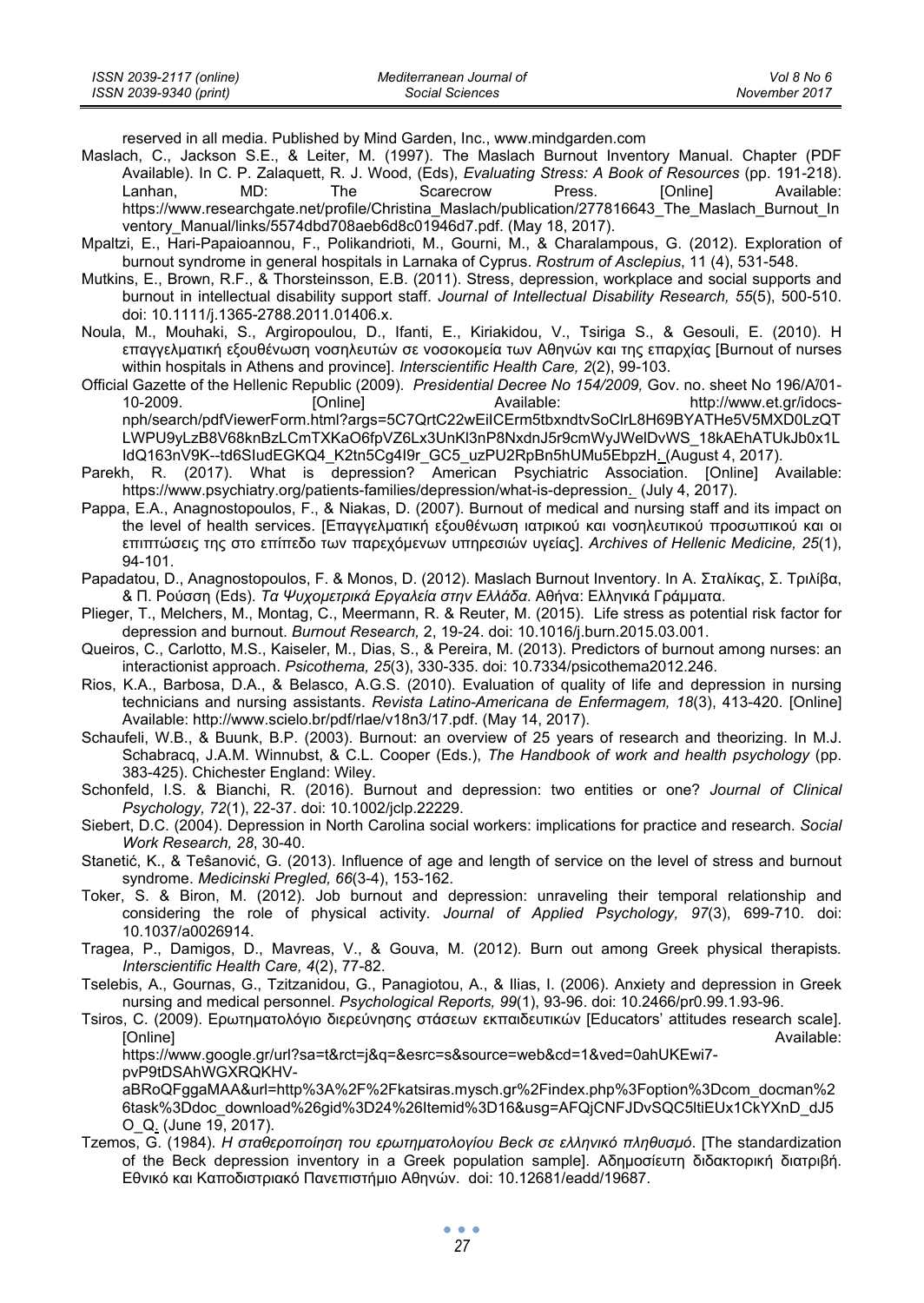reserved in all media. Published by Mind Garden, Inc., www.mindgarden.com

Maslach, C., Jackson S.E., & Leiter, M. (1997). The Maslach Burnout Inventory Manual. Chapter (PDF Available). In C. P. Zalaquett, R. J. Wood, (Eds), *Evaluating Stress: A Book of Resources* (pp. 191-218). Lanhan, MD: The Scarecrow Press. [Online] Available: https://www.researchgate.net/profile/Christina_Maslach/publication/277816643_The_Maslach_Burnout_Inventory_Manual/links/5574dbd708aeb6d8c01946d7.pdf. (May 18, 2017).

Mpaltzi, E., Hari-Papaioannou, F., Polikandrioti, M., Gourni, M., & Charalampous, G. (2012). Exploration of burnout syndrome in general hospitals in Larnaka of Cyprus. *Rostrum of Asclepius*, 11 (4), 531-548.

Mutkins, E., Brown, R.F., & Thorsteinsson, E.B. (2011). Stress, depression, workplace and social supports and burnout in intellectual disability support staff. *Journal of Intellectual Disability Research, 55*(5), 500-510. doi: 10.1111/j.1365-2788.2011.01406.x.

Noula, M., Mouhaki, S., Argiropoulou, D., Ifanti, E., Kiriakidou, V., Tsiriga S., & Gesouli, E. (2010). Η επαγγελματική εξουθένωση νοσηλευτών σε νοσοκομεία των Αθηνών και της επαρχίας [Burnout of nurses within hospitals in Athens and province]. *Interscientific Health Care, 2*(2), 99-103.

Official Gazette of the Hellenic Republic (2009). *Presidential Decree No 154/2009,* Gov. no. sheet No 196/A/01-10-2009. [Online] Available: http://www.et.gr/idocs-nph/search/pdfViewerForm.html?args=5C7QrtC22wEiICErm5tbxndtvSoClrL8H69BYATHe5V5MXD0LzQTLWPU9yLzB8V68knBzLCmTXKaO6fpVZ6Lx3UnKl3nP8NxdnJ5r9cmWyJWelDvWS_18kAEhATUkJb0x1LIdQ163nV9K--td6SIudEGKQ4_K2tn5Cg4I9r_GC5_uzPU2RpBn5hUMu5EbpzH. (August 4, 2017).

Parekh, R. (2017). What is depression? American Psychiatric Association. [Online] Available: https://www.psychiatry.org/patients-families/depression/what-is-depression. (July 4, 2017).

Pappa, E.A., Anagnostopoulos, F., & Niakas, D. (2007). Burnout of medical and nursing staff and its impact on the level of health services. [Επαγγελματική εξουθένωση ιατρικού και νοσηλευτικού προσωπικού και οι επιπτώσεις της στο επίπεδο των παρεχόμενων υπηρεσιών υγείας]. *Archives of Hellenic Medicine, 25*(1), 94-101.

Papadatou, D., Anagnostopoulos, F. & Monos, D. (2012). Maslach Burnout Inventory. In Α. Σταλίκας, Σ. Τριλίβα, & Π. Ρούσση (Eds). *Τα Ψυχομετρικά Εργαλεία στην Ελλάδα*. Αθήνα: Ελληνικά Γράμματα.

Plieger, T., Melchers, M., Montag, C., Meermann, R. & Reuter, M. (2015). Life stress as potential risk factor for depression and burnout. *Burnout Research,* 2, 19-24. doi: 10.1016/j.burn.2015.03.001.

Queiros, C., Carlotto, M.S., Kaiseler, M., Dias, S., & Pereira, M. (2013). Predictors of burnout among nurses: an interactionist approach. *Psicothema, 25*(3), 330-335. doi: 10.7334/psicothema2012.246.

Rios, K.A., Barbosa, D.A., & Belasco, A.G.S. (2010). Evaluation of quality of life and depression in nursing technicians and nursing assistants. *Revista Latino-Americana de Enfermagem, 18*(3), 413-420. [Online] Available: http://www.scielo.br/pdf/rlae/v18n3/17.pdf. (May 14, 2017).

Schaufeli, W.B., & Buunk, B.P. (2003). Burnout: an overview of 25 years of research and theorizing. In M.J. Schabracq, J.A.M. Winnubst, & C.L. Cooper (Eds.), *The Handbook of work and health psychology* (pp. 383-425). Chichester England: Wiley.

Schonfeld, I.S. & Bianchi, R. (2016). Burnout and depression: two entities or one? *Journal of Clinical Psychology, 72*(1), 22-37. doi: 10.1002/jclp.22229.

Siebert, D.C. (2004). Depression in North Carolina social workers: implications for practice and research. *Social Work Research, 28*, 30-40.

Stanetić, K., & Tešanović, G. (2013). Influence of age and length of service on the level of stress and burnout syndrome. *Medicinski Pregled, 66*(3-4), 153-162.

Toker, S. & Biron, M. (2012). Job burnout and depression: unraveling their temporal relationship and considering the role of physical activity. *Journal of Applied Psychology, 97*(3), 699-710. doi: 10.1037/a0026914.

Tragea, P., Damigos, D., Mavreas, V., & Gouva, M. (2012). Burn out among Greek physical therapists. *Interscientific Health Care, 4*(2), 77-82.

Tselebis, A., Gournas, G., Tzitzanidou, G., Panagiotou, A., & Ilias, I. (2006). Anxiety and depression in Greek nursing and medical personnel. *Psychological Reports, 99*(1), 93-96. doi: 10.2466/pr0.99.1.93-96.

Tsiros, C. (2009). Ερωτηματολόγιο διερεύνησης στάσεων εκπαιδευτικών [Educators' attitudes research scale]. [Online] Available: https://www.google.gr/url?sa=t&rct=j&q=&esrc=s&source=web&cd=1&ved=0ahUKEwi7-pvP9tDSAhWGXRQKHV-aBRoQFggaMAA&url=http%3A%2F%2Fkatsiras.mysch.gr%2Findex.php%3Foption%3Dcom_docman%26task%3Ddoc_download%26gid%3D24%26Itemid%3D16&usg=AFQjCNFJDvSQC5ltiEUx1CkYXnD_dJ5O_Q. (June 19, 2017).

Tzemos, G. (1984). *Η σταθεροποίηση του ερωτηματολογίου Beck σε ελληνικό πληθυσμό*. [The standardization of the Beck depression inventory in a Greek population sample]. Αδημοσίευτη διδακτορική διατριβή. Εθνικό και Καποδιστριακό Πανεπιστήμιο Αθηνών. doi: 10.12681/eadd/19687.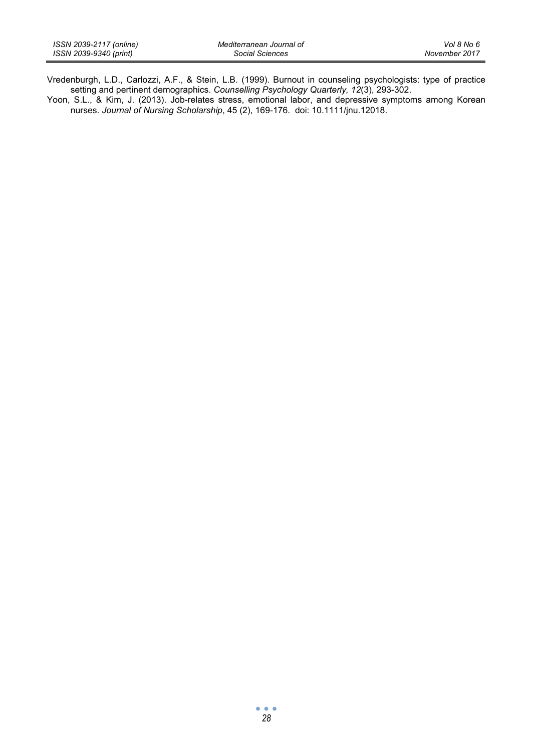Vredenburgh, L.D., Carlozzi, A.F., & Stein, L.B. (1999). Burnout in counseling psychologists: type of practice setting and pertinent demographics. *Counselling Psychology Quarterly, 12*(3), 293-302.

Yoon, S.L., & Kim, J. (2013). Job-relates stress, emotional labor, and depressive symptoms among Korean nurses. *Journal of Nursing Scholarship*, 45 (2), 169-176. doi: 10.1111/jnu.12018.